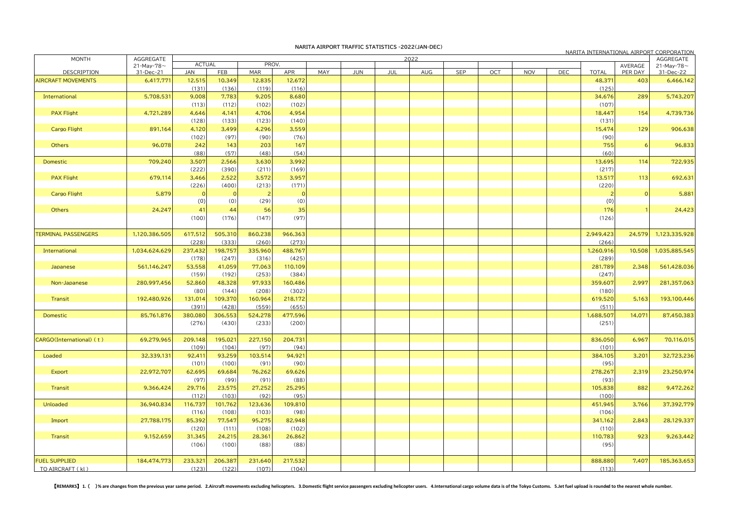# NARITA AIRPORT TRAFFIC STATISTICS -2022(JAN-DEC)

NARITA INTERNATIONAL AIRPORT CORPORATION

| MONTH | AGGREGATE | 2022 | | | | | | | | | | | | | | AGGREGATE |
|---|---|---|---|---|---|---|---|---|---|---|---|---|---|---|---|---|
| | 21-May-78～ | ACTUAL | | PROV. | | | | | | | | | | | AVERAGE | 21-May-78～ |
| DESCRIPTION | 31-Dec-21 | JAN | FEB | MAR | APR | MAY | JUN | JUL | AUG | SEP | OCT | NOV | DEC | TOTAL | PER DAY | 31-Dec-22 |
| AIRCRAFT MOVEMENTS | 6,417,771 | 12,515 | 10,349 | 12,835 | 12,672 | | | | | | | | | 48,371 | 403 | 6,466,142 |
| | | (131) | (136) | (119) | (116) | | | | | | | | | (125) | | |
| International | 5,708,531 | 9,008 | 7,783 | 9,205 | 8,680 | | | | | | | | | 34,676 | 289 | 5,743,207 |
| | | (113) | (112) | (102) | (102) | | | | | | | | | (107) | | |
| PAX Flight | 4,721,289 | 4,646 | 4,141 | 4,706 | 4,954 | | | | | | | | | 18,447 | 154 | 4,739,736 |
| | | (128) | (133) | (123) | (140) | | | | | | | | | (131) | | |
| Cargo Flight | 891,164 | 4,120 | 3,499 | 4,296 | 3,559 | | | | | | | | | 15,474 | 129 | 906,638 |
| | | (102) | (97) | (90) | (76) | | | | | | | | | (90) | | |
| Others | 96,078 | 242 | 143 | 203 | 167 | | | | | | | | | 755 | 6 | 96,833 |
| | | (88) | (57) | (48) | (54) | | | | | | | | | (60) | | |
| Domestic | 709,240 | 3,507 | 2,566 | 3,630 | 3,992 | | | | | | | | | 13,695 | 114 | 722,935 |
| | | (222) | (390) | (211) | (169) | | | | | | | | | (217) | | |
| PAX Flight | 679,114 | 3,466 | 2,522 | 3,572 | 3,957 | | | | | | | | | 13,517 | 113 | 692,631 |
| | | (226) | (400) | (213) | (171) | | | | | | | | | (220) | | |
| Cargo Flight | 5,879 | 0 | 0 | 2 | 0 | | | | | | | | | 2 | 0 | 5,881 |
| | | (0) | (0) | (29) | (0) | | | | | | | | | (0) | | |
| Others | 24,247 | 41 | 44 | 56 | 35 | | | | | | | | | 176 | 1 | 24,423 |
| | | (100) | (176) | (147) | (97) | | | | | | | | | (126) | | |
| TERMINAL PASSENGERS | 1,120,386,505 | 617,512 | 505,310 | 860,238 | 966,363 | | | | | | | | | 2,949,423 | 24,579 | 1,123,335,928 |
| | | (228) | (333) | (260) | (273) | | | | | | | | | (266) | | |
| International | 1,034,624,629 | 237,432 | 198,757 | 335,960 | 488,767 | | | | | | | | | 1,260,916 | 10,508 | 1,035,885,545 |
| | | (178) | (247) | (316) | (425) | | | | | | | | | (289) | | |
| Japanese | 561,146,247 | 53,558 | 41,059 | 77,063 | 110,109 | | | | | | | | | 281,789 | 2,348 | 561,428,036 |
| | | (159) | (192) | (253) | (384) | | | | | | | | | (247) | | |
| Non-Japanese | 280,997,456 | 52,860 | 48,328 | 97,933 | 160,486 | | | | | | | | | 359,607 | 2,997 | 281,357,063 |
| | | (80) | (144) | (208) | (302) | | | | | | | | | (180) | | |
| Transit | 192,480,926 | 131,014 | 109,370 | 160,964 | 218,172 | | | | | | | | | 619,520 | 5,163 | 193,100,446 |
| | | (391) | (428) | (559) | (655) | | | | | | | | | (511) | | |
| Domestic | 85,761,876 | 380,080 | 306,553 | 524,278 | 477,596 | | | | | | | | | 1,688,507 | 14,071 | 87,450,383 |
| | | (276) | (430) | (233) | (200) | | | | | | | | | (251) | | |
| CARGO(International) ( t ) | 69,279,965 | 209,148 | 195,021 | 227,150 | 204,731 | | | | | | | | | 836,050 | 6,967 | 70,116,015 |
| | | (109) | (104) | (97) | (94) | | | | | | | | | (101) | | |
| Loaded | 32,339,131 | 92,411 | 93,259 | 103,514 | 94,921 | | | | | | | | | 384,105 | 3,201 | 32,723,236 |
| | | (101) | (100) | (91) | (90) | | | | | | | | | (95) | | |
| Export | 22,972,707 | 62,695 | 69,684 | 76,262 | 69,626 | | | | | | | | | 278,267 | 2,319 | 23,250,974 |
| | | (97) | (99) | (91) | (88) | | | | | | | | | (93) | | |
| Transit | 9,366,424 | 29,716 | 23,575 | 27,252 | 25,295 | | | | | | | | | 105,838 | 882 | 9,472,262 |
| | | (112) | (103) | (92) | (95) | | | | | | | | | (100) | | |
| Unloaded | 36,940,834 | 116,737 | 101,762 | 123,636 | 109,810 | | | | | | | | | 451,945 | 3,766 | 37,392,779 |
| | | (116) | (108) | (103) | (98) | | | | | | | | | (106) | | |
| Import | 27,788,175 | 85,392 | 77,547 | 95,275 | 82,948 | | | | | | | | | 341,162 | 2,843 | 28,129,337 |
| | | (120) | (111) | (108) | (102) | | | | | | | | | (110) | | |
| Transit | 9,152,659 | 31,345 | 24,215 | 28,361 | 26,862 | | | | | | | | | 110,783 | 923 | 9,263,442 |
| | | (106) | (100) | (88) | (88) | | | | | | | | | (95) | | |
| FUEL SUPPLIED | 184,474,773 | 233,321 | 206,387 | 231,640 | 217,532 | | | | | | | | | 888,880 | 7,407 | 185,363,653 |
| TO AIRCRAFT ( kl ) | | (123) | (122) | (107) | (104) | | | | | | | | | (113) | | |

**【REMARKS】 1. ( )% are changes from the previous year same period. 2.Aircraft movements excluding helicopters. 3.Domestic flight service passengers excluding helicopter users. 4.International cargo volume data is of the Tokyo Customs. 5.Jet fuel upload is rounded to the nearest whole number.**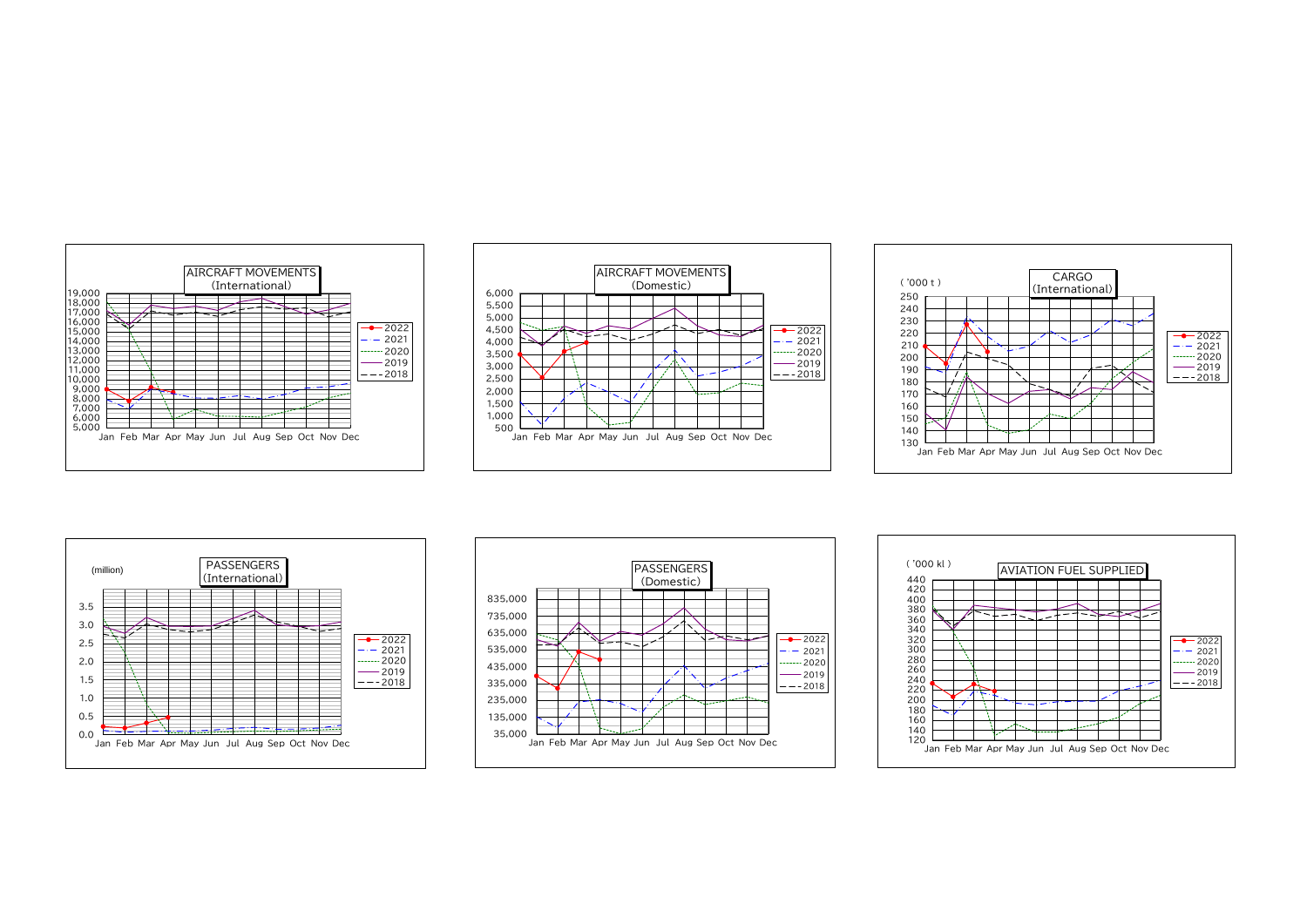AIRCRAFT MOVEMENTS
(International)

19,000
18,000
17,000
16,000
15,000
14,000
13,000
12,000
11,000
10,000
9,000
8,000
7,000
6,000
5,000

Jan Feb Mar Apr May Jun Jul Aug Sep Oct Nov Dec

2022
2021
2020
2019
2018

AIRCRAFT MOVEMENTS
(Domestic)

6,000
5,500
5,000
4,500
4,000
3,500
3,000
2,500
2,000
1,500
1,000
500

Jan Feb Mar Apr May Jun Jul Aug Sep Oct Nov Dec

2022
2021
2020
2019
2018

CARGO
(International)

( '000 t )

250
240
230
220
210
200
190
180
170
160
150
140
130

Jan Feb Mar Apr May Jun Jul Aug Sep Oct Nov Dec

2022
2021
2020
2019
2018

PASSENGERS
(International)

(million)

3.5
3.0
2.5
2.0
1.5
1.0
0.5
0.0

Jan Feb Mar Apr May Jun Jul Aug Sep Oct Nov Dec

2022
2021
2020
2019
2018

PASSENGERS
(Domestic)

835,000
735,000
635,000
535,000
435,000
335,000
235,000
135,000
35,000

Jan Feb Mar Apr May Jun Jul Aug Sep Oct Nov Dec

2022
2021
2020
2019
2018

AVIATION FUEL SUPPLIED

( '000 kl )

440
420
400
380
360
340
320
300
280
260
240
220
200
180
160
140
120

Jan Feb Mar Apr May Jun Jul Aug Sep Oct Nov Dec

2022
2021
2020
2019
2018